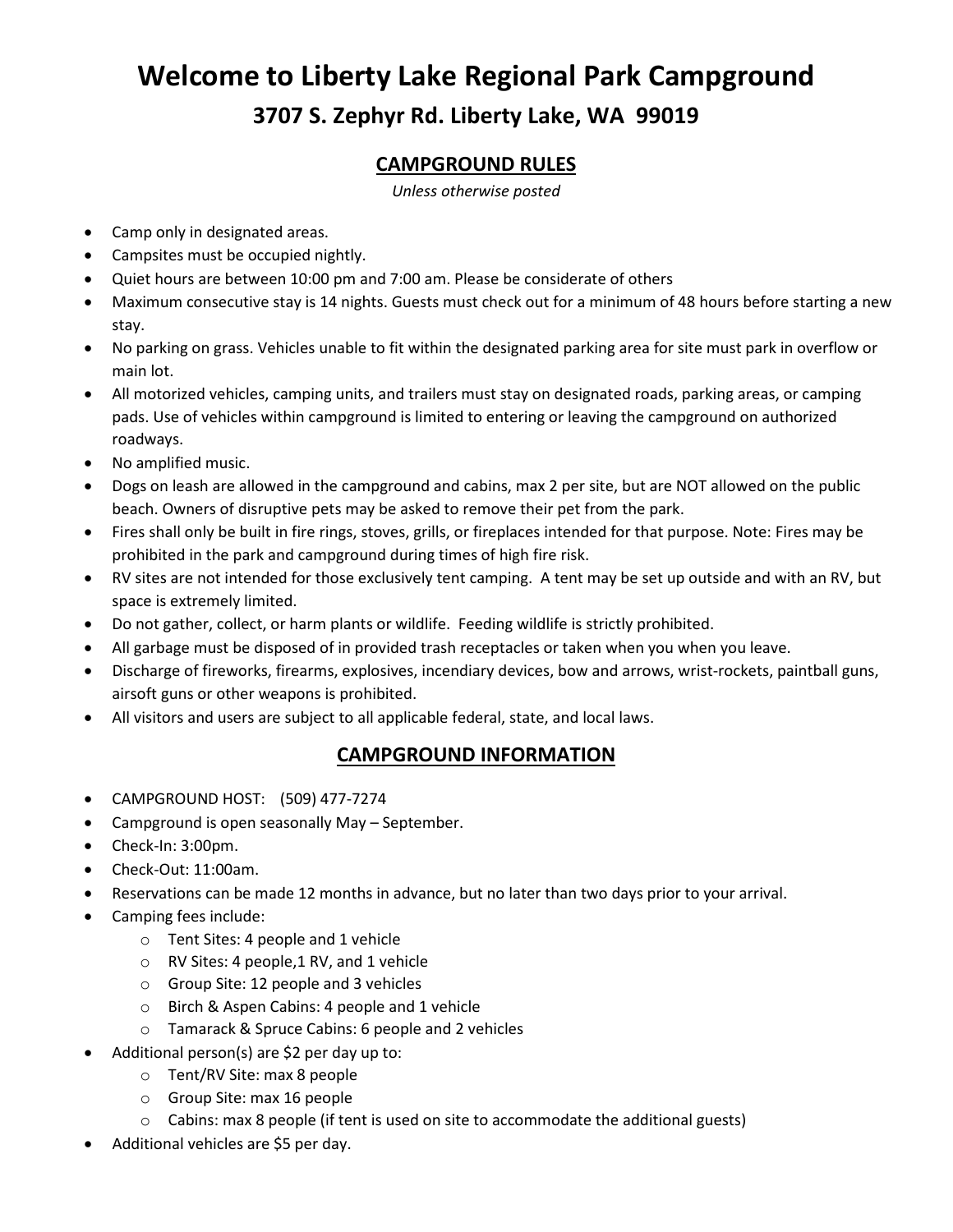# Welcome to Liberty Lake Regional Park Campground

## 3707 S. Zephyr Rd. Liberty Lake, WA 99019

### CAMPGROUND RULES

*Unless otherwise posted*

- Camp only in designated areas.
- Campsites must be occupied nightly.
- Quiet hours are between 10:00 pm and 7:00 am. Please be considerate of others
- Maximum consecutive stay is 14 nights. Guests must check out for a minimum of 48 hours before starting a new stay.
- No parking on grass. Vehicles unable to fit within the designated parking area for site must park in overflow or main lot.
- All motorized vehicles, camping units, and trailers must stay on designated roads, parking areas, or camping pads. Use of vehicles within campground is limited to entering or leaving the campground on authorized roadways.
- No amplified music.
- Dogs on leash are allowed in the campground and cabins, max 2 per site, but are NOT allowed on the public beach. Owners of disruptive pets may be asked to remove their pet from the park.
- Fires shall only be built in fire rings, stoves, grills, or fireplaces intended for that purpose. Note: Fires may be prohibited in the park and campground during times of high fire risk.
- RV sites are not intended for those exclusively tent camping. A tent may be set up outside and with an RV, but space is extremely limited.
- Do not gather, collect, or harm plants or wildlife. Feeding wildlife is strictly prohibited.
- All garbage must be disposed of in provided trash receptacles or taken when you when you leave.
- Discharge of fireworks, firearms, explosives, incendiary devices, bow and arrows, wrist-rockets, paintball guns, airsoft guns or other weapons is prohibited.
- All visitors and users are subject to all applicable federal, state, and local laws.

## CAMPGROUND INFORMATION

- CAMPGROUND HOST: (509) 477-7274
- Campground is open seasonally May – September.
- Check-In: 3:00pm.
- Check-Out: 11:00am.
- Reservations can be made 12 months in advance, but no later than two days prior to your arrival.
- Camping fees include:
  - Tent Sites: 4 people and 1 vehicle
  - RV Sites: 4 people,1 RV, and 1 vehicle
  - Group Site: 12 people and 3 vehicles
  - Birch & Aspen Cabins: 4 people and 1 vehicle
  - Tamarack & Spruce Cabins: 6 people and 2 vehicles
- Additional person(s) are $2 per day up to:
  - Tent/RV Site: max 8 people
  - Group Site: max 16 people
  - Cabins: max 8 people (if tent is used on site to accommodate the additional guests)
- Additional vehicles are $5 per day.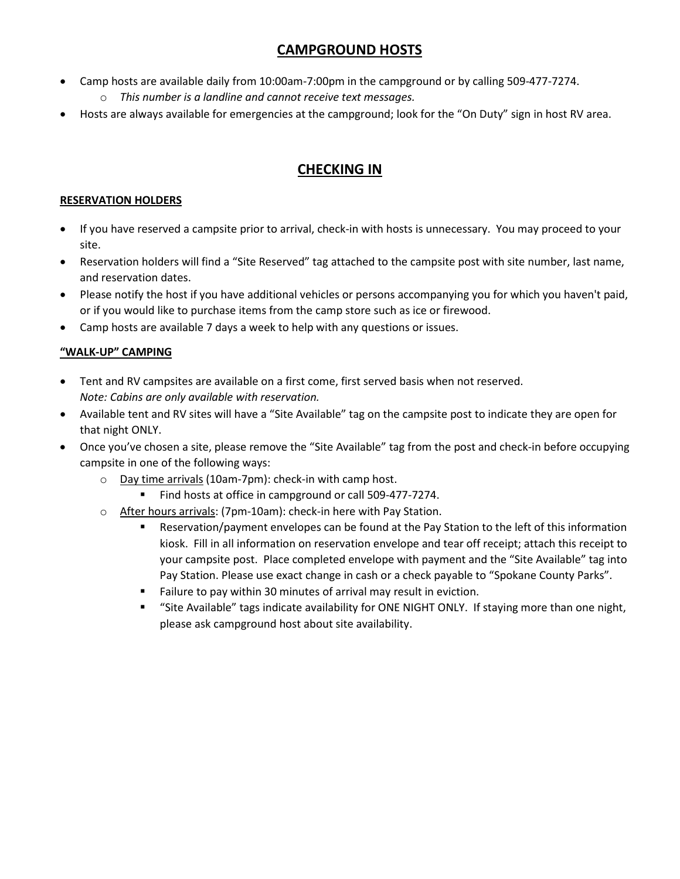## CAMPGROUND HOSTS

- Camp hosts are available daily from 10:00am-7:00pm in the campground or by calling 509-477-7274.
  - *This number is a landline and cannot receive text messages.*
- Hosts are always available for emergencies at the campground; look for the "On Duty" sign in host RV area.

## CHECKING IN

### RESERVATION HOLDERS

- If you have reserved a campsite prior to arrival, check-in with hosts is unnecessary. You may proceed to your site.
- Reservation holders will find a "Site Reserved" tag attached to the campsite post with site number, last name, and reservation dates.
- Please notify the host if you have additional vehicles or persons accompanying you for which you haven't paid, or if you would like to purchase items from the camp store such as ice or firewood.
- Camp hosts are available 7 days a week to help with any questions or issues.

### "WALK-UP" CAMPING

- Tent and RV campsites are available on a first come, first served basis when not reserved.
  *Note: Cabins are only available with reservation.*
- Available tent and RV sites will have a "Site Available" tag on the campsite post to indicate they are open for that night ONLY.
- Once you've chosen a site, please remove the "Site Available" tag from the post and check-in before occupying campsite in one of the following ways:
  - Day time arrivals (10am-7pm): check-in with camp host.
    - Find hosts at office in campground or call 509-477-7274.
  - After hours arrivals: (7pm-10am): check-in here with Pay Station.
    - Reservation/payment envelopes can be found at the Pay Station to the left of this information kiosk. Fill in all information on reservation envelope and tear off receipt; attach this receipt to your campsite post. Place completed envelope with payment and the "Site Available" tag into Pay Station. Please use exact change in cash or a check payable to "Spokane County Parks".
    - Failure to pay within 30 minutes of arrival may result in eviction.
    - "Site Available" tags indicate availability for ONE NIGHT ONLY. If staying more than one night, please ask campground host about site availability.